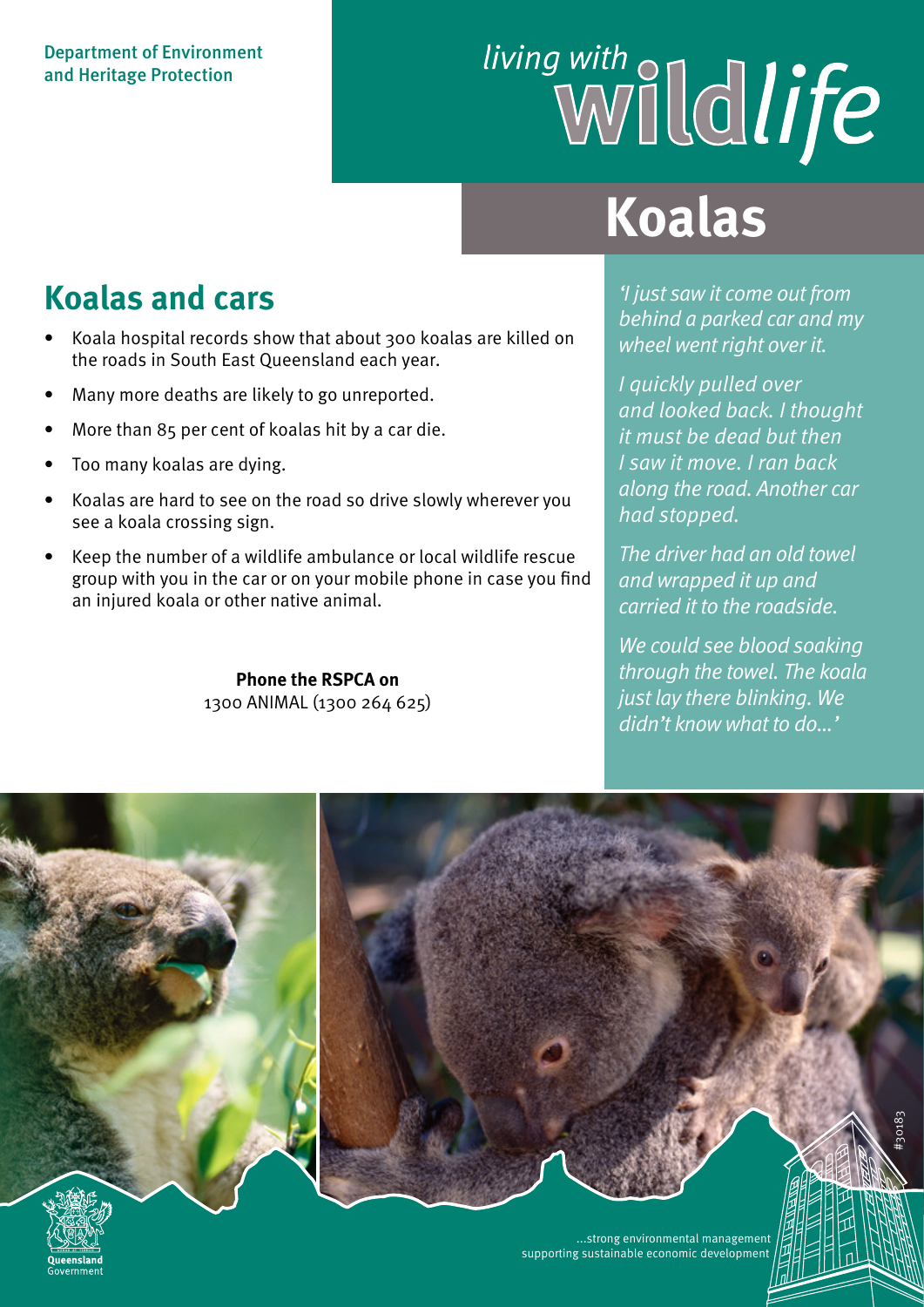Department of Environment and Heritage Protection

*living with* **wild*life***

# Koalas

## Koalas and cars

- Koala hospital records show that about 300 koalas are killed on the roads in South East Queensland each year.
- Many more deaths are likely to go unreported.
- More than 85 per cent of koalas hit by a car die.
- Too many koalas are dying.
- Koalas are hard to see on the road so drive slowly wherever you see a koala crossing sign.
- Keep the number of a wildlife ambulance or local wildlife rescue group with you in the car or on your mobile phone in case you find an injured koala or other native animal.

**Phone the RSPCA on**
1300 ANIMAL (1300 264 625)

*'I just saw it come out from behind a parked car and my wheel went right over it.*

*I quickly pulled over and looked back. I thought it must be dead but then I saw it move. I ran back along the road. Another car had stopped.*

*The driver had an old towel and wrapped it up and carried it to the roadside.*

*We could see blood soaking through the towel. The koala just lay there blinking. We didn't know what to do...'*

...strong environmental management supporting sustainable economic development

#30183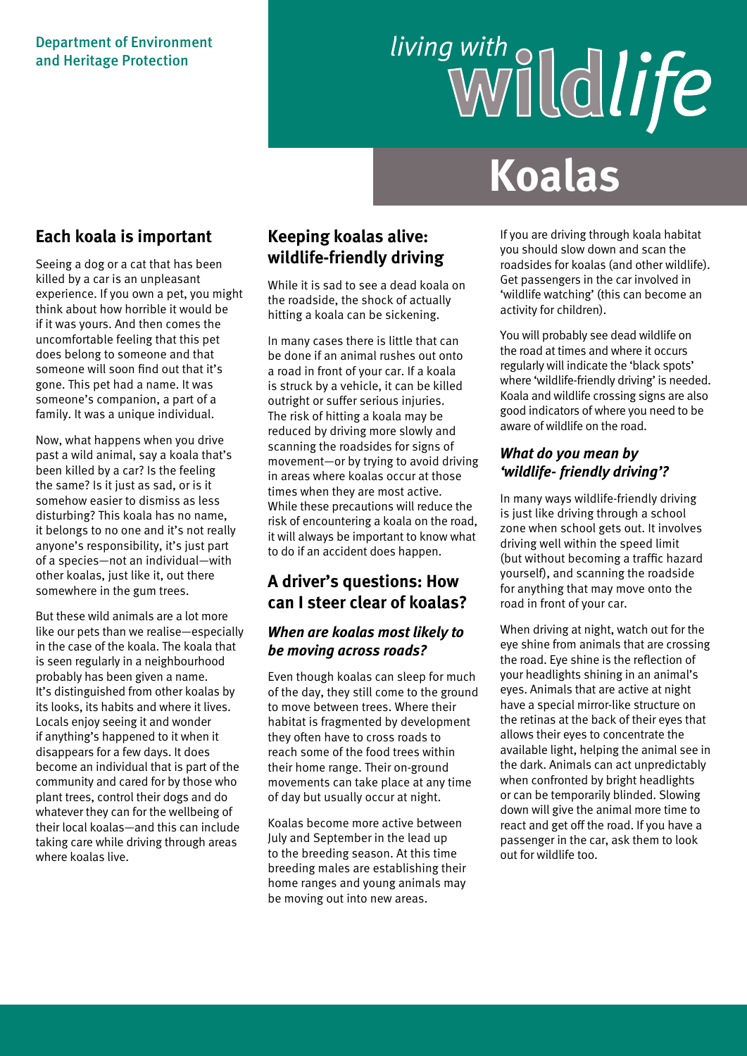Department of Environment and Heritage Protection

living with wildlife

# Koalas

## Each koala is important

Seeing a dog or a cat that has been killed by a car is an unpleasant experience. If you own a pet, you might think about how horrible it would be if it was yours. And then comes the uncomfortable feeling that this pet does belong to someone and that someone will soon find out that it's gone. This pet had a name. It was someone's companion, a part of a family. It was a unique individual.

Now, what happens when you drive past a wild animal, say a koala that's been killed by a car? Is the feeling the same? Is it just as sad, or is it somehow easier to dismiss as less disturbing? This koala has no name, it belongs to no one and it's not really anyone's responsibility, it's just part of a species—not an individual—with other koalas, just like it, out there somewhere in the gum trees.

But these wild animals are a lot more like our pets than we realise—especially in the case of the koala. The koala that is seen regularly in a neighbourhood probably has been given a name. It's distinguished from other koalas by its looks, its habits and where it lives. Locals enjoy seeing it and wonder if anything's happened to it when it disappears for a few days. It does become an individual that is part of the community and cared for by those who plant trees, control their dogs and do whatever they can for the wellbeing of their local koalas—and this can include taking care while driving through areas where koalas live.

## Keeping koalas alive: wildlife-friendly driving

While it is sad to see a dead koala on the roadside, the shock of actually hitting a koala can be sickening.

In many cases there is little that can be done if an animal rushes out onto a road in front of your car. If a koala is struck by a vehicle, it can be killed outright or suffer serious injuries. The risk of hitting a koala may be reduced by driving more slowly and scanning the roadsides for signs of movement—or by trying to avoid driving in areas where koalas occur at those times when they are most active. While these precautions will reduce the risk of encountering a koala on the road, it will always be important to know what to do if an accident does happen.

## A driver's questions: How can I steer clear of koalas?

### *When are koalas most likely to be moving across roads?*

Even though koalas can sleep for much of the day, they still come to the ground to move between trees. Where their habitat is fragmented by development they often have to cross roads to reach some of the food trees within their home range. Their on-ground movements can take place at any time of day but usually occur at night.

Koalas become more active between July and September in the lead up to the breeding season. At this time breeding males are establishing their home ranges and young animals may be moving out into new areas.

If you are driving through koala habitat you should slow down and scan the roadsides for koalas (and other wildlife). Get passengers in the car involved in 'wildlife watching' (this can become an activity for children).

You will probably see dead wildlife on the road at times and where it occurs regularly will indicate the 'black spots' where 'wildlife-friendly driving' is needed. Koala and wildlife crossing signs are also good indicators of where you need to be aware of wildlife on the road.

### *What do you mean by 'wildlife- friendly driving'?*

In many ways wildlife-friendly driving is just like driving through a school zone when school gets out. It involves driving well within the speed limit (but without becoming a traffic hazard yourself), and scanning the roadside for anything that may move onto the road in front of your car.

When driving at night, watch out for the eye shine from animals that are crossing the road. Eye shine is the reflection of your headlights shining in an animal's eyes. Animals that are active at night have a special mirror-like structure on the retinas at the back of their eyes that allows their eyes to concentrate the available light, helping the animal see in the dark. Animals can act unpredictably when confronted by bright headlights or can be temporarily blinded. Slowing down will give the animal more time to react and get off the road. If you have a passenger in the car, ask them to look out for wildlife too.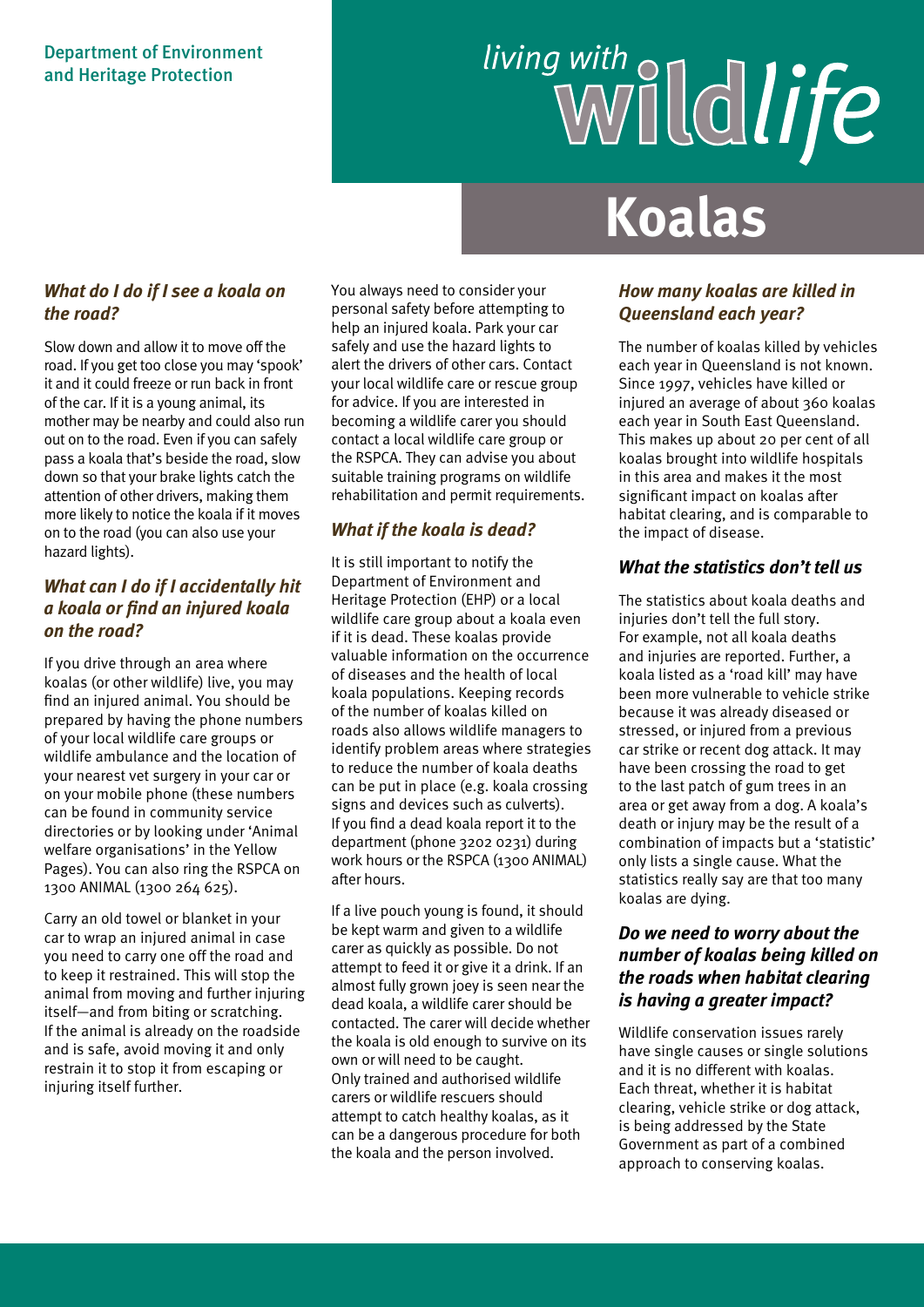Department of Environment and Heritage Protection

*living with* wild*life*

# Koalas

### *What do I do if I see a koala on the road?*

Slow down and allow it to move off the road. If you get too close you may 'spook' it and it could freeze or run back in front of the car. If it is a young animal, its mother may be nearby and could also run out on to the road. Even if you can safely pass a koala that's beside the road, slow down so that your brake lights catch the attention of other drivers, making them more likely to notice the koala if it moves on to the road (you can also use your hazard lights).

### *What can I do if I accidentally hit a koala or find an injured koala on the road?*

If you drive through an area where koalas (or other wildlife) live, you may find an injured animal. You should be prepared by having the phone numbers of your local wildlife care groups or wildlife ambulance and the location of your nearest vet surgery in your car or on your mobile phone (these numbers can be found in community service directories or by looking under 'Animal welfare organisations' in the Yellow Pages). You can also ring the RSPCA on 1300 ANIMAL (1300 264 625).

Carry an old towel or blanket in your car to wrap an injured animal in case you need to carry one off the road and to keep it restrained. This will stop the animal from moving and further injuring itself—and from biting or scratching. If the animal is already on the roadside and is safe, avoid moving it and only restrain it to stop it from escaping or injuring itself further.

You always need to consider your personal safety before attempting to help an injured koala. Park your car safely and use the hazard lights to alert the drivers of other cars. Contact your local wildlife care or rescue group for advice. If you are interested in becoming a wildlife carer you should contact a local wildlife care group or the RSPCA. They can advise you about suitable training programs on wildlife rehabilitation and permit requirements.

### *What if the koala is dead?*

It is still important to notify the Department of Environment and Heritage Protection (EHP) or a local wildlife care group about a koala even if it is dead. These koalas provide valuable information on the occurrence of diseases and the health of local koala populations. Keeping records of the number of koalas killed on roads also allows wildlife managers to identify problem areas where strategies to reduce the number of koala deaths can be put in place (e.g. koala crossing signs and devices such as culverts). If you find a dead koala report it to the department (phone 3202 0231) during work hours or the RSPCA (1300 ANIMAL) after hours.

If a live pouch young is found, it should be kept warm and given to a wildlife carer as quickly as possible. Do not attempt to feed it or give it a drink. If an almost fully grown joey is seen near the dead koala, a wildlife carer should be contacted. The carer will decide whether the koala is old enough to survive on its own or will need to be caught. Only trained and authorised wildlife carers or wildlife rescuers should attempt to catch healthy koalas, as it can be a dangerous procedure for both the koala and the person involved.

### *How many koalas are killed in Queensland each year?*

The number of koalas killed by vehicles each year in Queensland is not known. Since 1997, vehicles have killed or injured an average of about 360 koalas each year in South East Queensland. This makes up about 20 per cent of all koalas brought into wildlife hospitals in this area and makes it the most significant impact on koalas after habitat clearing, and is comparable to the impact of disease.

### *What the statistics don't tell us*

The statistics about koala deaths and injuries don't tell the full story. For example, not all koala deaths and injuries are reported. Further, a koala listed as a 'road kill' may have been more vulnerable to vehicle strike because it was already diseased or stressed, or injured from a previous car strike or recent dog attack. It may have been crossing the road to get to the last patch of gum trees in an area or get away from a dog. A koala's death or injury may be the result of a combination of impacts but a 'statistic' only lists a single cause. What the statistics really say are that too many koalas are dying.

### *Do we need to worry about the number of koalas being killed on the roads when habitat clearing is having a greater impact?*

Wildlife conservation issues rarely have single causes or single solutions and it is no different with koalas. Each threat, whether it is habitat clearing, vehicle strike or dog attack, is being addressed by the State Government as part of a combined approach to conserving koalas.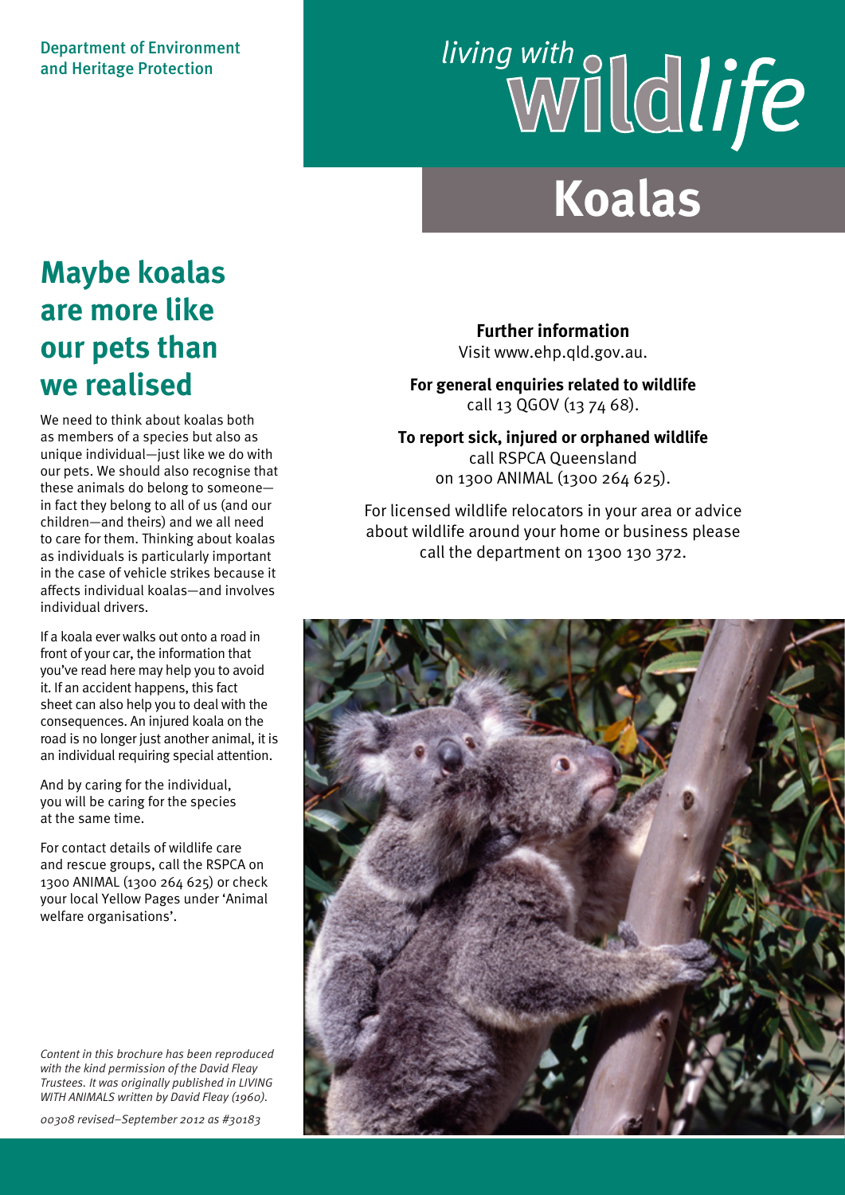Department of Environment and Heritage Protection

*living with* **wildlife**

# Koalas

## Maybe koalas are more like our pets than we realised

We need to think about koalas both as members of a species but also as unique individual—just like we do with our pets. We should also recognise that these animals do belong to someone—in fact they belong to all of us (and our children—and theirs) and we all need to care for them. Thinking about koalas as individuals is particularly important in the case of vehicle strikes because it affects individual koalas—and involves individual drivers.

If a koala ever walks out onto a road in front of your car, the information that you've read here may help you to avoid it. If an accident happens, this fact sheet can also help you to deal with the consequences. An injured koala on the road is no longer just another animal, it is an individual requiring special attention.

And by caring for the individual, you will be caring for the species at the same time.

For contact details of wildlife care and rescue groups, call the RSPCA on 1300 ANIMAL (1300 264 625) or check your local Yellow Pages under 'Animal welfare organisations'.

*Content in this brochure has been reproduced with the kind permission of the David Fleay Trustees. It was originally published in LIVING WITH ANIMALS written by David Fleay (1960).*

*00308 revised–September 2012 as #30183*

**Further information**
Visit www.ehp.qld.gov.au.

**For general enquiries related to wildlife**
call 13 QGOV (13 74 68).

**To report sick, injured or orphaned wildlife**
call RSPCA Queensland
on 1300 ANIMAL (1300 264 625).

For licensed wildlife relocators in your area or advice about wildlife around your home or business please call the department on 1300 130 372.